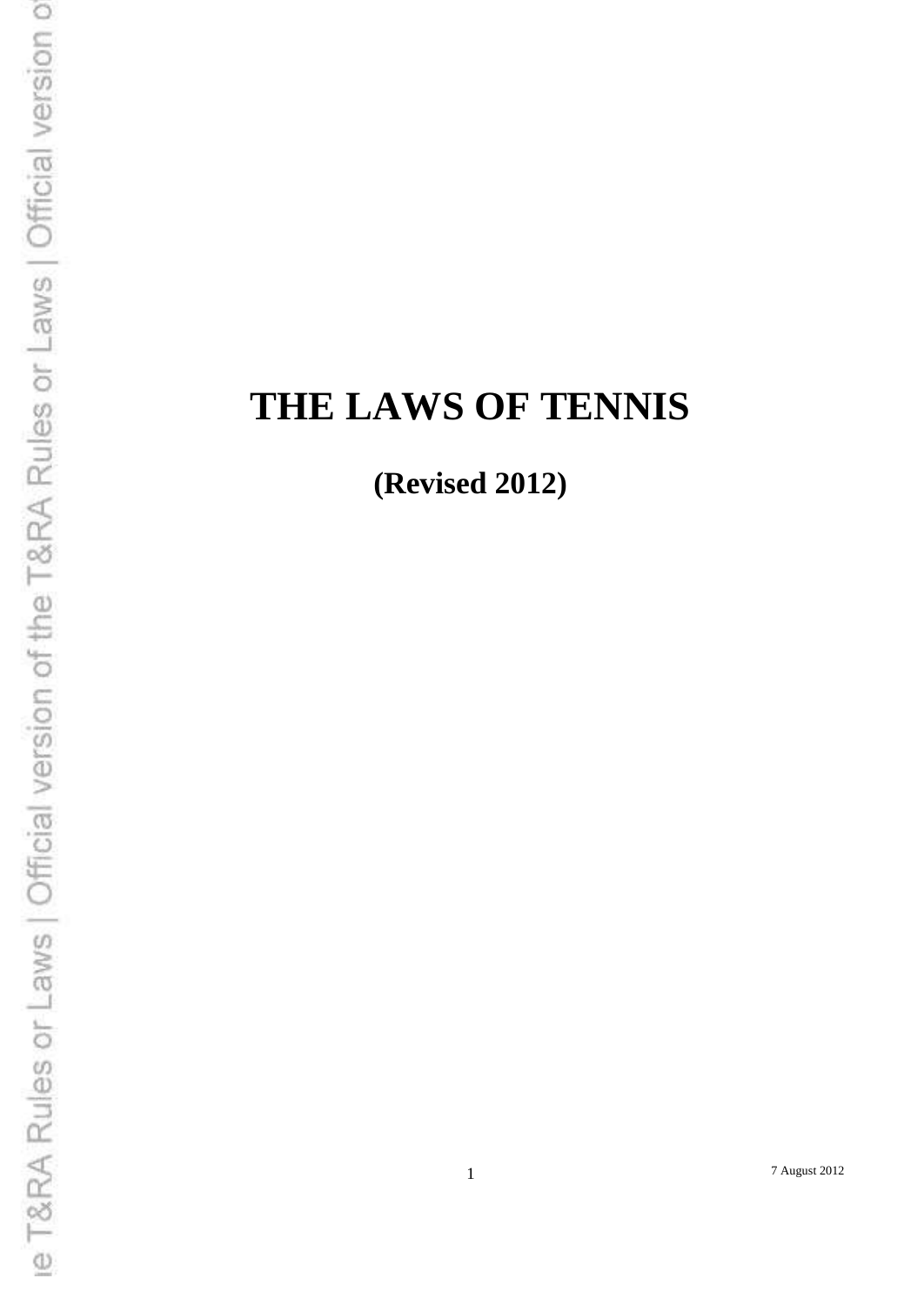# THE LAWS OF TENNIS

**(Revised 2012)**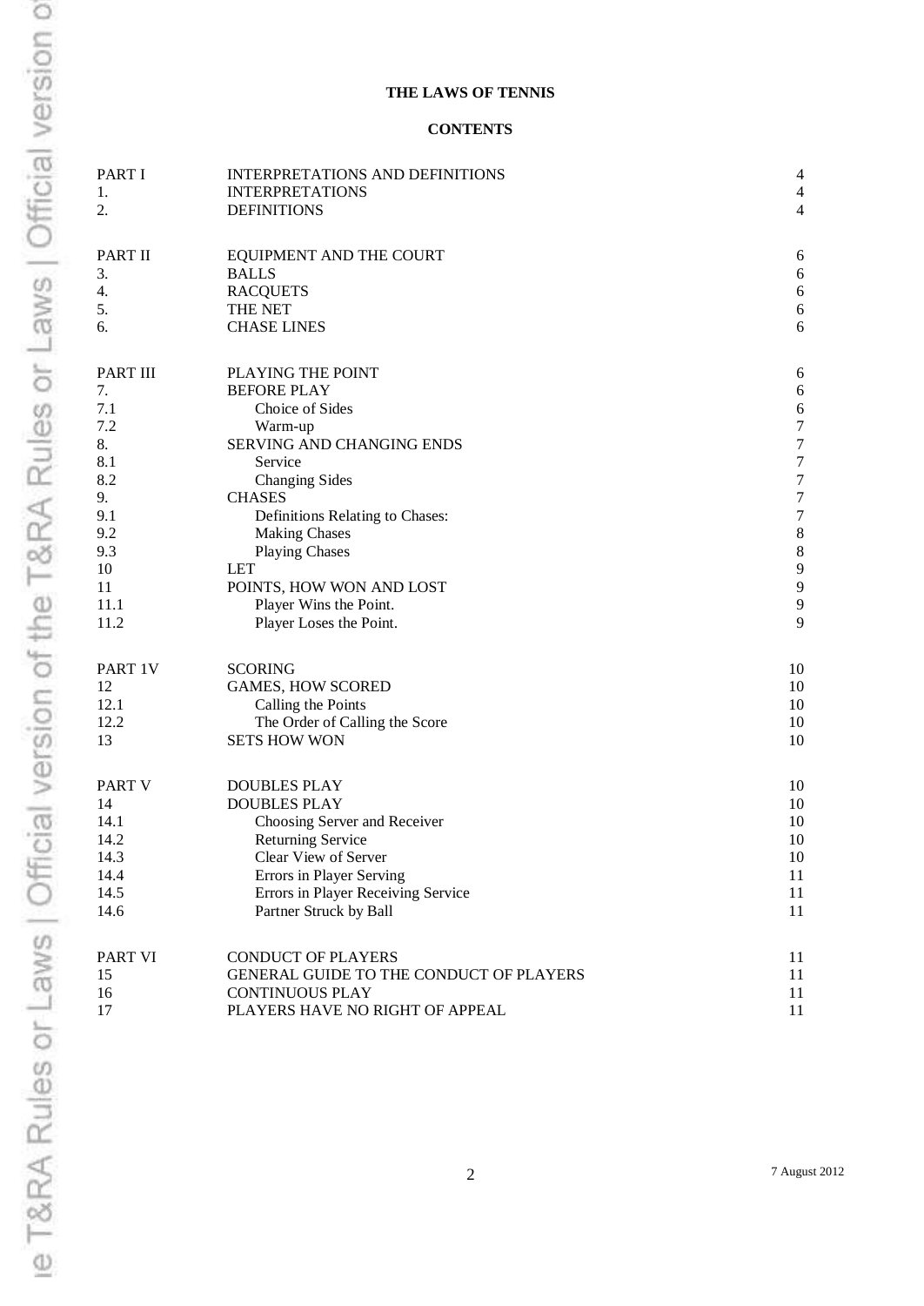**THE LAWS OF TENNIS**

**CONTENTS**

| | | |
|---|---|---|
| PART I | INTERPRETATIONS AND DEFINITIONS | 4 |
| 1. | INTERPRETATIONS | 4 |
| 2. | DEFINITIONS | 4 |
| | | |
| PART II | EQUIPMENT AND THE COURT | 6 |
| 3. | BALLS | 6 |
| 4. | RACQUETS | 6 |
| 5. | THE NET | 6 |
| 6. | CHASE LINES | 6 |
| | | |
| PART III | PLAYING THE POINT | 6 |
| 7. | BEFORE PLAY | 6 |
| 7.1 | Choice of Sides | 6 |
| 7.2 | Warm-up | 7 |
| 8. | SERVING AND CHANGING ENDS | 7 |
| 8.1 | Service | 7 |
| 8.2 | Changing Sides | 7 |
| 9. | CHASES | 7 |
| 9.1 | Definitions Relating to Chases: | 7 |
| 9.2 | Making Chases | 8 |
| 9.3 | Playing Chases | 8 |
| 10 | LET | 9 |
| 11 | POINTS, HOW WON AND LOST | 9 |
| 11.1 | Player Wins the Point. | 9 |
| 11.2 | Player Loses the Point. | 9 |
| | | |
| PART 1V | SCORING | 10 |
| 12 | GAMES, HOW SCORED | 10 |
| 12.1 | Calling the Points | 10 |
| 12.2 | The Order of Calling the Score | 10 |
| 13 | SETS HOW WON | 10 |
| | | |
| PART V | DOUBLES PLAY | 10 |
| 14 | DOUBLES PLAY | 10 |
| 14.1 | Choosing Server and Receiver | 10 |
| 14.2 | Returning Service | 10 |
| 14.3 | Clear View of Server | 10 |
| 14.4 | Errors in Player Serving | 11 |
| 14.5 | Errors in Player Receiving Service | 11 |
| 14.6 | Partner Struck by Ball | 11 |
| | | |
| PART VI | CONDUCT OF PLAYERS | 11 |
| 15 | GENERAL GUIDE TO THE CONDUCT OF PLAYERS | 11 |
| 16 | CONTINUOUS PLAY | 11 |
| 17 | PLAYERS HAVE NO RIGHT OF APPEAL | 11 |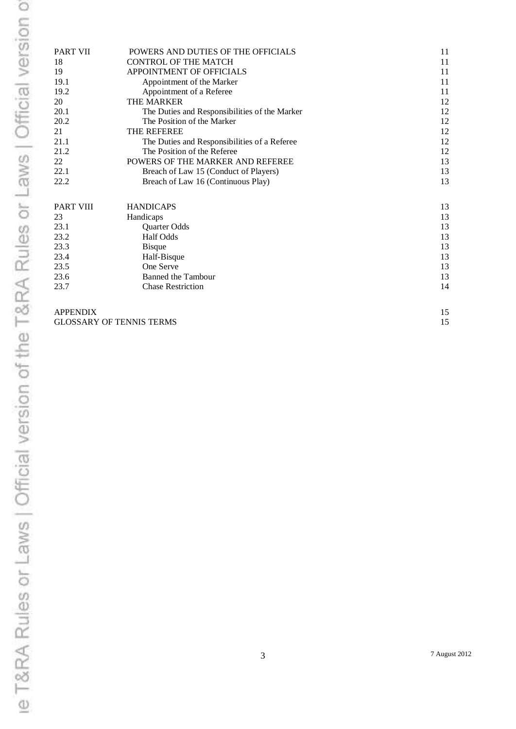| | | |
|---|---|---|
| PART VII | POWERS AND DUTIES OF THE OFFICIALS | 11 |
| 18 | CONTROL OF THE MATCH | 11 |
| 19 | APPOINTMENT OF OFFICIALS | 11 |
| 19.1 | Appointment of the Marker | 11 |
| 19.2 | Appointment of a Referee | 11 |
| 20 | THE MARKER | 12 |
| 20.1 | The Duties and Responsibilities of the Marker | 12 |
| 20.2 | The Position of the Marker | 12 |
| 21 | THE REFEREE | 12 |
| 21.1 | The Duties and Responsibilities of a Referee | 12 |
| 21.2 | The Position of the Referee | 12 |
| 22 | POWERS OF THE MARKER AND REFEREE | 13 |
| 22.1 | Breach of Law 15 (Conduct of Players) | 13 |
| 22.2 | Breach of Law 16 (Continuous Play) | 13 |
| | | |
| PART VIII | HANDICAPS | 13 |
| 23 | Handicaps | 13 |
| 23.1 | Quarter Odds | 13 |
| 23.2 | Half Odds | 13 |
| 23.3 | Bisque | 13 |
| 23.4 | Half-Bisque | 13 |
| 23.5 | One Serve | 13 |
| 23.6 | Banned the Tambour | 13 |
| 23.7 | Chase Restriction | 14 |
| | | |
| APPENDIX | | 15 |
| GLOSSARY OF TENNIS TERMS | | 15 |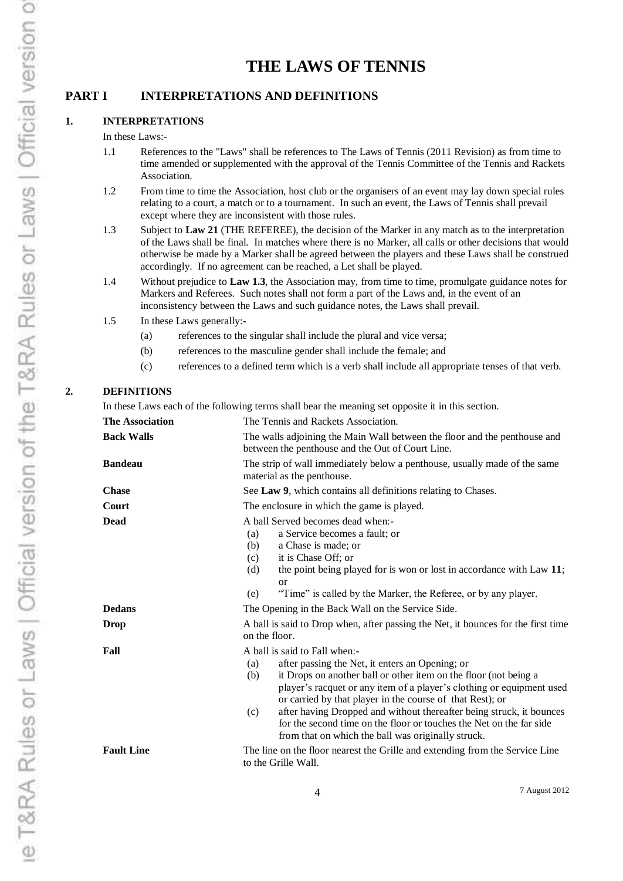# THE LAWS OF TENNIS

## PART I INTERPRETATIONS AND DEFINITIONS

### 1. INTERPRETATIONS

In these Laws:-

1.1 References to the "Laws" shall be references to The Laws of Tennis (2011 Revision) as from time to time amended or supplemented with the approval of the Tennis Committee of the Tennis and Rackets Association.

1.2 From time to time the Association, host club or the organisers of an event may lay down special rules relating to a court, a match or to a tournament. In such an event, the Laws of Tennis shall prevail except where they are inconsistent with those rules.

1.3 Subject to **Law 21** (THE REFEREE), the decision of the Marker in any match as to the interpretation of the Laws shall be final. In matches where there is no Marker, all calls or other decisions that would otherwise be made by a Marker shall be agreed between the players and these Laws shall be construed accordingly. If no agreement can be reached, a Let shall be played.

1.4 Without prejudice to **Law 1.3**, the Association may, from time to time, promulgate guidance notes for Markers and Referees. Such notes shall not form a part of the Laws and, in the event of an inconsistency between the Laws and such guidance notes, the Laws shall prevail.

1.5 In these Laws generally:-

- (a) references to the singular shall include the plural and vice versa;
- (b) references to the masculine gender shall include the female; and
- (c) references to a defined term which is a verb shall include all appropriate tenses of that verb.

### 2. DEFINITIONS

In these Laws each of the following terms shall bear the meaning set opposite it in this section.

| Term | Meaning |
|---|---|
| **The Association** | The Tennis and Rackets Association. |
| **Back Walls** | The walls adjoining the Main Wall between the floor and the penthouse and between the penthouse and the Out of Court Line. |
| **Bandeau** | The strip of wall immediately below a penthouse, usually made of the same material as the penthouse. |
| **Chase** | See **Law 9**, which contains all definitions relating to Chases. |
| **Court** | The enclosure in which the game is played. |
| **Dead** | A ball Served becomes dead when:- (a) a Service becomes a fault; or (b) a Chase is made; or (c) it is Chase Off; or (d) the point being played for is won or lost in accordance with Law **11**; or (e) "Time" is called by the Marker, the Referee, or by any player. |
| **Dedans** | The Opening in the Back Wall on the Service Side. |
| **Drop** | A ball is said to Drop when, after passing the Net, it bounces for the first time on the floor. |
| **Fall** | A ball is said to Fall when:- (a) after passing the Net, it enters an Opening; or (b) it Drops on another ball or other item on the floor (not being a player's racquet or any item of a player's clothing or equipment used or carried by that player in the course of that Rest); or (c) after having Dropped and without thereafter being struck, it bounces for the second time on the floor or touches the Net on the far side from that on which the ball was originally struck. |
| **Fault Line** | The line on the floor nearest the Grille and extending from the Service Line to the Grille Wall. |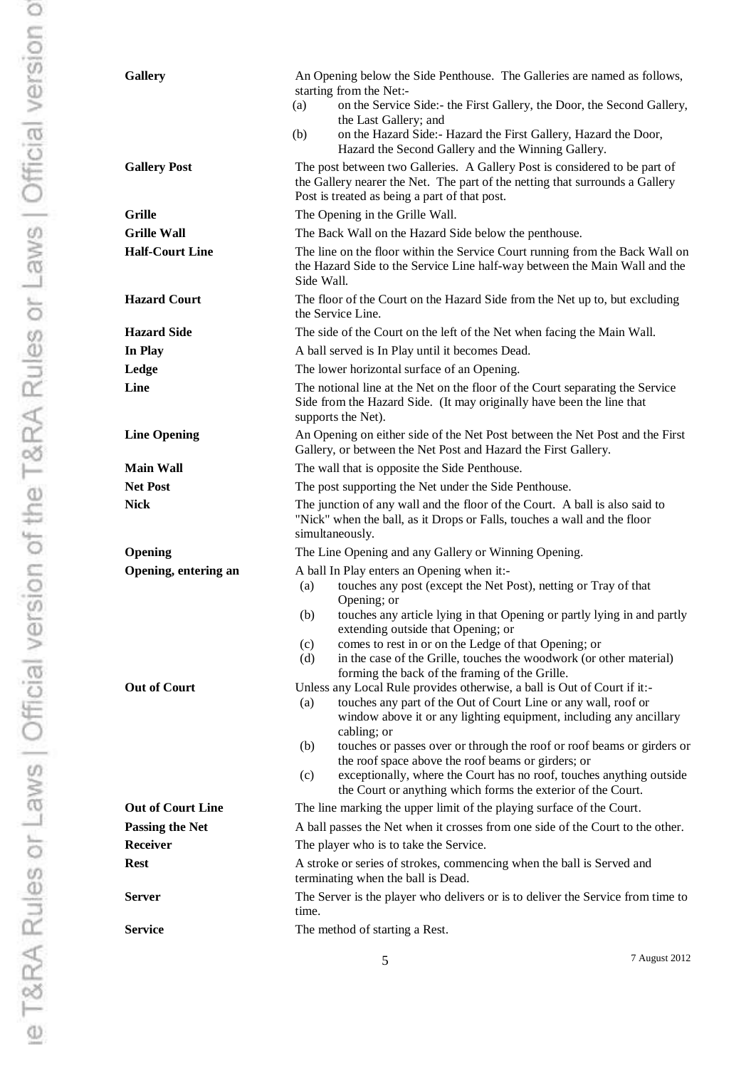**Gallery** An Opening below the Side Penthouse. The Galleries are named as follows, starting from the Net:-

(a) on the Service Side:- the First Gallery, the Door, the Second Gallery, the Last Gallery; and
(b) on the Hazard Side:- Hazard the First Gallery, Hazard the Door, Hazard the Second Gallery and the Winning Gallery.

**Gallery Post** The post between two Galleries. A Gallery Post is considered to be part of the Gallery nearer the Net. The part of the netting that surrounds a Gallery Post is treated as being a part of that post.

**Grille** The Opening in the Grille Wall.

**Grille Wall** The Back Wall on the Hazard Side below the penthouse.

**Half-Court Line** The line on the floor within the Service Court running from the Back Wall on the Hazard Side to the Service Line half-way between the Main Wall and the Side Wall.

**Hazard Court** The floor of the Court on the Hazard Side from the Net up to, but excluding the Service Line.

**Hazard Side** The side of the Court on the left of the Net when facing the Main Wall.

**In Play** A ball served is In Play until it becomes Dead.

**Ledge** The lower horizontal surface of an Opening.

**Line** The notional line at the Net on the floor of the Court separating the Service Side from the Hazard Side. (It may originally have been the line that supports the Net).

**Line Opening** An Opening on either side of the Net Post between the Net Post and the First Gallery, or between the Net Post and Hazard the First Gallery.

**Main Wall** The wall that is opposite the Side Penthouse.

**Net Post** The post supporting the Net under the Side Penthouse.

**Nick** The junction of any wall and the floor of the Court. A ball is also said to "Nick" when the ball, as it Drops or Falls, touches a wall and the floor simultaneously.

**Opening** The Line Opening and any Gallery or Winning Opening.

**Opening, entering an** A ball In Play enters an Opening when it:-

(a) touches any post (except the Net Post), netting or Tray of that Opening; or
(b) touches any article lying in that Opening or partly lying in and partly extending outside that Opening; or
(c) comes to rest in or on the Ledge of that Opening; or
(d) in the case of the Grille, touches the woodwork (or other material) forming the back of the framing of the Grille.

**Out of Court** Unless any Local Rule provides otherwise, a ball is Out of Court if it:-

(a) touches any part of the Out of Court Line or any wall, roof or window above it or any lighting equipment, including any ancillary cabling; or
(b) touches or passes over or through the roof or roof beams or girders or the roof space above the roof beams or girders; or
(c) exceptionally, where the Court has no roof, touches anything outside the Court or anything which forms the exterior of the Court.

**Out of Court Line** The line marking the upper limit of the playing surface of the Court.

**Passing the Net** A ball passes the Net when it crosses from one side of the Court to the other.

**Receiver** The player who is to take the Service.

**Rest** A stroke or series of strokes, commencing when the ball is Served and terminating when the ball is Dead.

**Server** The Server is the player who delivers or is to deliver the Service from time to time.

**Service** The method of starting a Rest.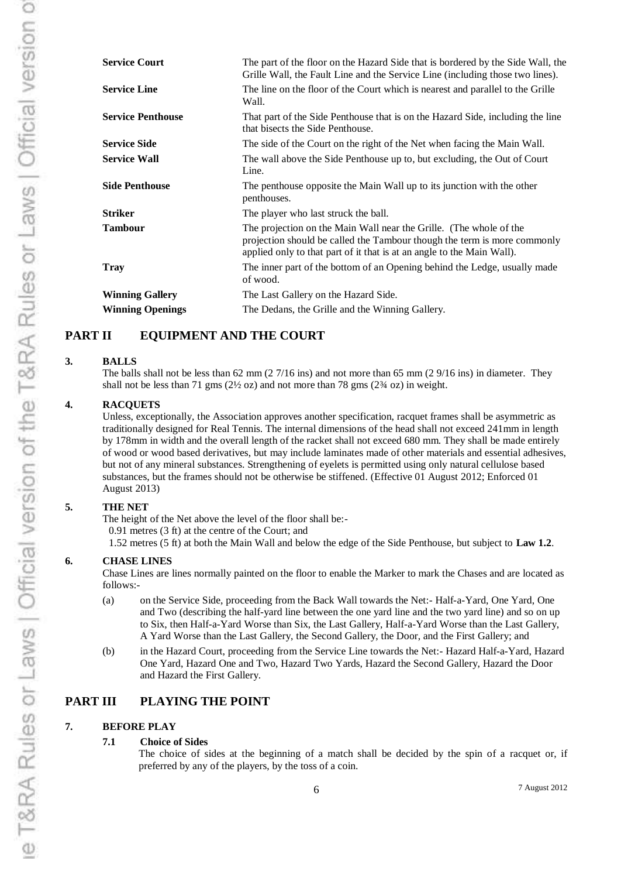| | |
|---|---|
| **Service Court** | The part of the floor on the Hazard Side that is bordered by the Side Wall, the Grille Wall, the Fault Line and the Service Line (including those two lines). |
| **Service Line** | The line on the floor of the Court which is nearest and parallel to the Grille Wall. |
| **Service Penthouse** | That part of the Side Penthouse that is on the Hazard Side, including the line that bisects the Side Penthouse. |
| **Service Side** | The side of the Court on the right of the Net when facing the Main Wall. |
| **Service Wall** | The wall above the Side Penthouse up to, but excluding, the Out of Court Line. |
| **Side Penthouse** | The penthouse opposite the Main Wall up to its junction with the other penthouses. |
| **Striker** | The player who last struck the ball. |
| **Tambour** | The projection on the Main Wall near the Grille. (The whole of the projection should be called the Tambour though the term is more commonly applied only to that part of it that is at an angle to the Main Wall). |
| **Tray** | The inner part of the bottom of an Opening behind the Ledge, usually made of wood. |
| **Winning Gallery** | The Last Gallery on the Hazard Side. |
| **Winning Openings** | The Dedans, the Grille and the Winning Gallery. |

## PART II EQUIPMENT AND THE COURT

### 3. BALLS

The balls shall not be less than 62 mm (2 7/16 ins) and not more than 65 mm (2 9/16 ins) in diameter. They shall not be less than 71 gms (2½ oz) and not more than 78 gms (2¾ oz) in weight.

### 4. RACQUETS

Unless, exceptionally, the Association approves another specification, racquet frames shall be asymmetric as traditionally designed for Real Tennis. The internal dimensions of the head shall not exceed 241mm in length by 178mm in width and the overall length of the racket shall not exceed 680 mm. They shall be made entirely of wood or wood based derivatives, but may include laminates made of other materials and essential adhesives, but not of any mineral substances. Strengthening of eyelets is permitted using only natural cellulose based substances, but the frames should not be otherwise be stiffened. (Effective 01 August 2012; Enforced 01 August 2013)

### 5. THE NET

The height of the Net above the level of the floor shall be:-

0.91 metres (3 ft) at the centre of the Court; and

1.52 metres (5 ft) at both the Main Wall and below the edge of the Side Penthouse, but subject to **Law 1.2**.

### 6. CHASE LINES

Chase Lines are lines normally painted on the floor to enable the Marker to mark the Chases and are located as follows:-

(a) on the Service Side, proceeding from the Back Wall towards the Net:- Half-a-Yard, One Yard, One and Two (describing the half-yard line between the one yard line and the two yard line) and so on up to Six, then Half-a-Yard Worse than Six, the Last Gallery, Half-a-Yard Worse than the Last Gallery, A Yard Worse than the Last Gallery, the Second Gallery, the Door, and the First Gallery; and

(b) in the Hazard Court, proceeding from the Service Line towards the Net:- Hazard Half-a-Yard, Hazard One Yard, Hazard One and Two, Hazard Two Yards, Hazard the Second Gallery, Hazard the Door and Hazard the First Gallery.

## PART III PLAYING THE POINT

### 7. BEFORE PLAY

#### 7.1 Choice of Sides

The choice of sides at the beginning of a match shall be decided by the spin of a racquet or, if preferred by any of the players, by the toss of a coin.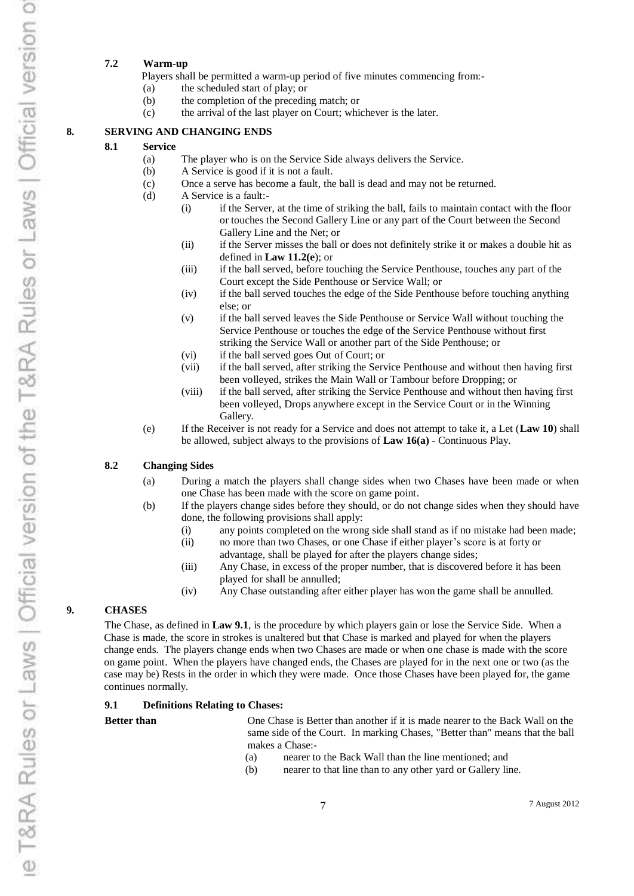### 7.2 Warm-up

Players shall be permitted a warm-up period of five minutes commencing from:-

(a) the scheduled start of play; or
(b) the completion of the preceding match; or
(c) the arrival of the last player on Court; whichever is the later.

## 8. SERVING AND CHANGING ENDS

### 8.1 Service

(a) The player who is on the Service Side always delivers the Service.
(b) A Service is good if it is not a fault.
(c) Once a serve has become a fault, the ball is dead and may not be returned.
(d) A Service is a fault:-
   (i) if the Server, at the time of striking the ball, fails to maintain contact with the floor or touches the Second Gallery Line or any part of the Court between the Second Gallery Line and the Net; or
   (ii) if the Server misses the ball or does not definitely strike it or makes a double hit as defined in **Law 11.2(e**); or
   (iii) if the ball served, before touching the Service Penthouse, touches any part of the Court except the Side Penthouse or Service Wall; or
   (iv) if the ball served touches the edge of the Side Penthouse before touching anything else; or
   (v) if the ball served leaves the Side Penthouse or Service Wall without touching the Service Penthouse or touches the edge of the Service Penthouse without first striking the Service Wall or another part of the Side Penthouse; or
   (vi) if the ball served goes Out of Court; or
   (vii) if the ball served, after striking the Service Penthouse and without then having first been volleyed, strikes the Main Wall or Tambour before Dropping; or
   (viii) if the ball served, after striking the Service Penthouse and without then having first been volleyed, Drops anywhere except in the Service Court or in the Winning Gallery.
(e) If the Receiver is not ready for a Service and does not attempt to take it, a Let (**Law 10**) shall be allowed, subject always to the provisions of **Law 16(a)** - Continuous Play.

### 8.2 Changing Sides

(a) During a match the players shall change sides when two Chases have been made or when one Chase has been made with the score on game point.
(b) If the players change sides before they should, or do not change sides when they should have done, the following provisions shall apply:
   (i) any points completed on the wrong side shall stand as if no mistake had been made;
   (ii) no more than two Chases, or one Chase if either player's score is at forty or advantage, shall be played for after the players change sides;
   (iii) Any Chase, in excess of the proper number, that is discovered before it has been played for shall be annulled;
   (iv) Any Chase outstanding after either player has won the game shall be annulled.

## 9. CHASES

The Chase, as defined in **Law 9.1**, is the procedure by which players gain or lose the Service Side. When a Chase is made, the score in strokes is unaltered but that Chase is marked and played for when the players change ends. The players change ends when two Chases are made or when one chase is made with the score on game point. When the players have changed ends, the Chases are played for in the next one or two (as the case may be) Rests in the order in which they were made. Once those Chases have been played for, the game continues normally.

### 9.1 Definitions Relating to Chases:

**Better than** One Chase is Better than another if it is made nearer to the Back Wall on the same side of the Court. In marking Chases, "Better than" means that the ball makes a Chase:-

(a) nearer to the Back Wall than the line mentioned; and
(b) nearer to that line than to any other yard or Gallery line.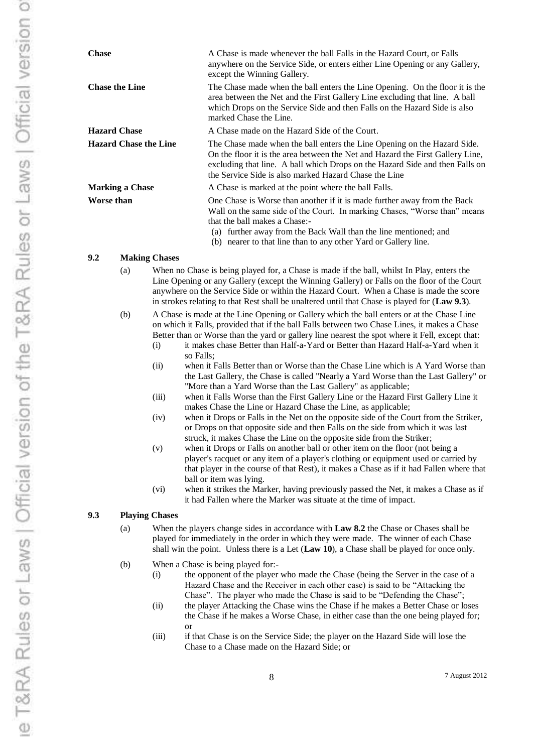| | |
|---|---|
| **Chase** | A Chase is made whenever the ball Falls in the Hazard Court, or Falls anywhere on the Service Side, or enters either Line Opening or any Gallery, except the Winning Gallery. |
| **Chase the Line** | The Chase made when the ball enters the Line Opening. On the floor it is the area between the Net and the First Gallery Line excluding that line. A ball which Drops on the Service Side and then Falls on the Hazard Side is also marked Chase the Line. |
| **Hazard Chase** | A Chase made on the Hazard Side of the Court. |
| **Hazard Chase the Line** | The Chase made when the ball enters the Line Opening on the Hazard Side. On the floor it is the area between the Net and Hazard the First Gallery Line, excluding that line. A ball which Drops on the Hazard Side and then Falls on the Service Side is also marked Hazard Chase the Line |
| **Marking a Chase** | A Chase is marked at the point where the ball Falls. |
| **Worse than** | One Chase is Worse than another if it is made further away from the Back Wall on the same side of the Court. In marking Chases, "Worse than" means that the ball makes a Chase:-<br>(a) further away from the Back Wall than the line mentioned; and<br>(b) nearer to that line than to any other Yard or Gallery line. |

## 9.2 Making Chases

(a) When no Chase is being played for, a Chase is made if the ball, whilst In Play, enters the Line Opening or any Gallery (except the Winning Gallery) or Falls on the floor of the Court anywhere on the Service Side or within the Hazard Court. When a Chase is made the score in strokes relating to that Rest shall be unaltered until that Chase is played for (**Law 9.3**).

(b) A Chase is made at the Line Opening or Gallery which the ball enters or at the Chase Line on which it Falls, provided that if the ball Falls between two Chase Lines, it makes a Chase Better than or Worse than the yard or gallery line nearest the spot where it Fell, except that:

- (i) it makes chase Better than Half-a-Yard or Better than Hazard Half-a-Yard when it so Falls;
- (ii) when it Falls Better than or Worse than the Chase Line which is A Yard Worse than the Last Gallery, the Chase is called "Nearly a Yard Worse than the Last Gallery" or "More than a Yard Worse than the Last Gallery" as applicable;
- (iii) when it Falls Worse than the First Gallery Line or the Hazard First Gallery Line it makes Chase the Line or Hazard Chase the Line, as applicable;
- (iv) when it Drops or Falls in the Net on the opposite side of the Court from the Striker, or Drops on that opposite side and then Falls on the side from which it was last struck, it makes Chase the Line on the opposite side from the Striker;
- (v) when it Drops or Falls on another ball or other item on the floor (not being a player's racquet or any item of a player's clothing or equipment used or carried by that player in the course of that Rest), it makes a Chase as if it had Fallen where that ball or item was lying.
- (vi) when it strikes the Marker, having previously passed the Net, it makes a Chase as if it had Fallen where the Marker was situate at the time of impact.

## 9.3 Playing Chases

(a) When the players change sides in accordance with **Law 8.2** the Chase or Chases shall be played for immediately in the order in which they were made. The winner of each Chase shall win the point. Unless there is a Let (**Law 10**), a Chase shall be played for once only.

(b) When a Chase is being played for:-

- (i) the opponent of the player who made the Chase (being the Server in the case of a Hazard Chase and the Receiver in each other case) is said to be "Attacking the Chase". The player who made the Chase is said to be "Defending the Chase";
- (ii) the player Attacking the Chase wins the Chase if he makes a Better Chase or loses the Chase if he makes a Worse Chase, in either case than the one being played for; or
- (iii) if that Chase is on the Service Side; the player on the Hazard Side will lose the Chase to a Chase made on the Hazard Side; or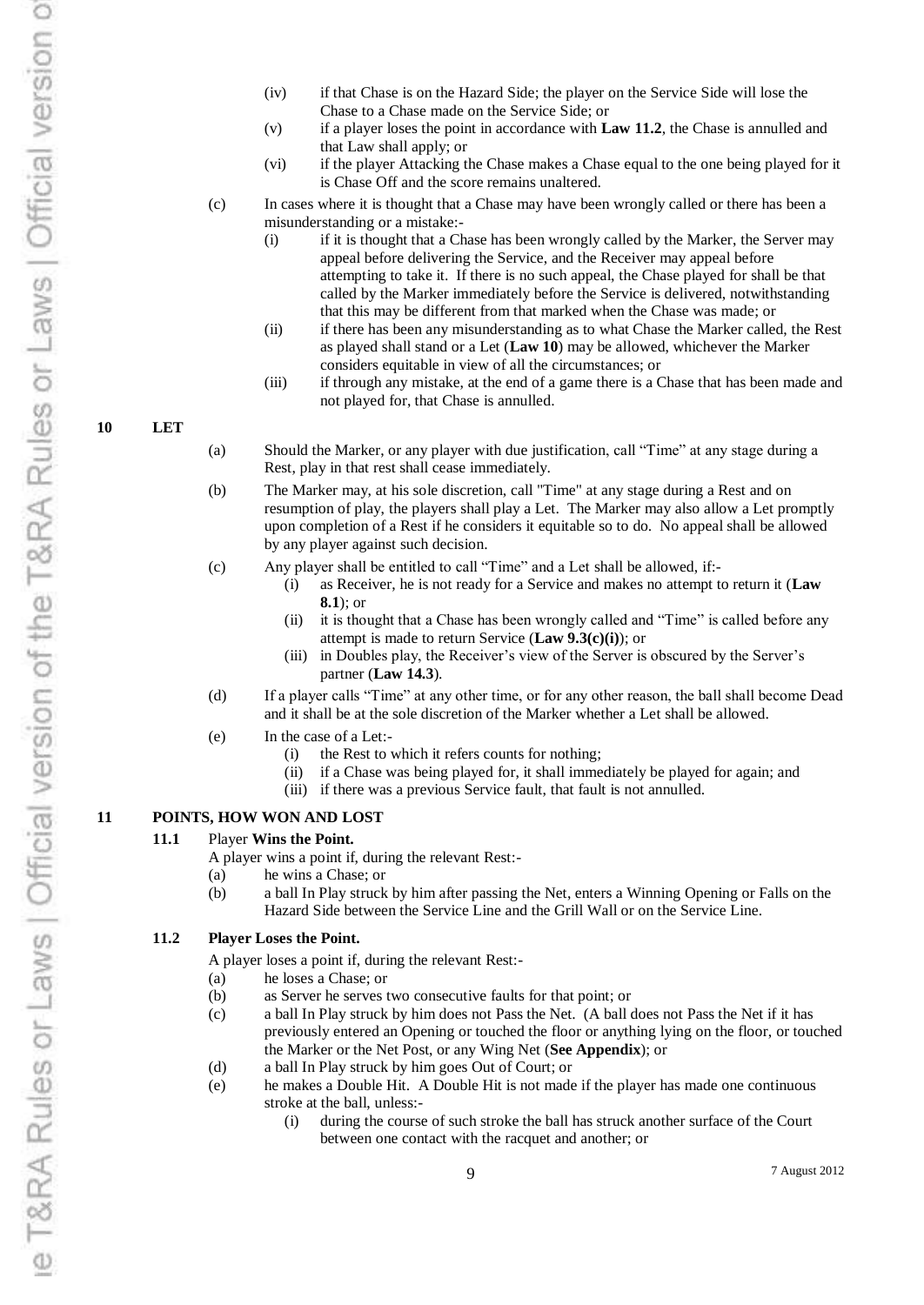(iv) if that Chase is on the Hazard Side; the player on the Service Side will lose the Chase to a Chase made on the Service Side; or

(v) if a player loses the point in accordance with **Law 11.2**, the Chase is annulled and that Law shall apply; or

(vi) if the player Attacking the Chase makes a Chase equal to the one being played for it is Chase Off and the score remains unaltered.

(c) In cases where it is thought that a Chase may have been wrongly called or there has been a misunderstanding or a mistake:-

(i) if it is thought that a Chase has been wrongly called by the Marker, the Server may appeal before delivering the Service, and the Receiver may appeal before attempting to take it. If there is no such appeal, the Chase played for shall be that called by the Marker immediately before the Service is delivered, notwithstanding that this may be different from that marked when the Chase was made; or

(ii) if there has been any misunderstanding as to what Chase the Marker called, the Rest as played shall stand or a Let (**Law 10**) may be allowed, whichever the Marker considers equitable in view of all the circumstances; or

(iii) if through any mistake, at the end of a game there is a Chase that has been made and not played for, that Chase is annulled.

## 10 LET

(a) Should the Marker, or any player with due justification, call "Time" at any stage during a Rest, play in that rest shall cease immediately.

(b) The Marker may, at his sole discretion, call "Time" at any stage during a Rest and on resumption of play, the players shall play a Let. The Marker may also allow a Let promptly upon completion of a Rest if he considers it equitable so to do. No appeal shall be allowed by any player against such decision.

(c) Any player shall be entitled to call "Time" and a Let shall be allowed, if:-

(i) as Receiver, he is not ready for a Service and makes no attempt to return it (**Law 8.1**); or

(ii) it is thought that a Chase has been wrongly called and "Time" is called before any attempt is made to return Service (**Law 9.3(c)(i)**); or

(iii) in Doubles play, the Receiver's view of the Server is obscured by the Server's partner (**Law 14.3**).

(d) If a player calls "Time" at any other time, or for any other reason, the ball shall become Dead and it shall be at the sole discretion of the Marker whether a Let shall be allowed.

(e) In the case of a Let:-

(i) the Rest to which it refers counts for nothing;

(ii) if a Chase was being played for, it shall immediately be played for again; and

(iii) if there was a previous Service fault, that fault is not annulled.

## 11 POINTS, HOW WON AND LOST

### 11.1 Player **Wins the Point.**

A player wins a point if, during the relevant Rest:-

(a) he wins a Chase; or

(b) a ball In Play struck by him after passing the Net, enters a Winning Opening or Falls on the Hazard Side between the Service Line and the Grill Wall or on the Service Line.

### 11.2 Player Loses the Point.

A player loses a point if, during the relevant Rest:-

(a) he loses a Chase; or

(b) as Server he serves two consecutive faults for that point; or

(c) a ball In Play struck by him does not Pass the Net. (A ball does not Pass the Net if it has previously entered an Opening or touched the floor or anything lying on the floor, or touched the Marker or the Net Post, or any Wing Net (**See Appendix**); or

(d) a ball In Play struck by him goes Out of Court; or

(e) he makes a Double Hit. A Double Hit is not made if the player has made one continuous stroke at the ball, unless:-

(i) during the course of such stroke the ball has struck another surface of the Court between one contact with the racquet and another; or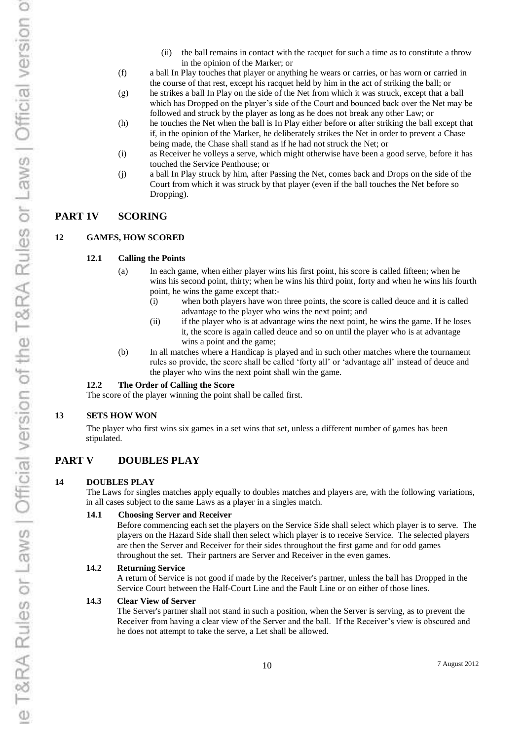(ii) the ball remains in contact with the racquet for such a time as to constitute a throw in the opinion of the Marker; or

(f) a ball In Play touches that player or anything he wears or carries, or has worn or carried in the course of that rest, except his racquet held by him in the act of striking the ball; or

(g) he strikes a ball In Play on the side of the Net from which it was struck, except that a ball which has Dropped on the player's side of the Court and bounced back over the Net may be followed and struck by the player as long as he does not break any other Law; or

(h) he touches the Net when the ball is In Play either before or after striking the ball except that if, in the opinion of the Marker, he deliberately strikes the Net in order to prevent a Chase being made, the Chase shall stand as if he had not struck the Net; or

(i) as Receiver he volleys a serve, which might otherwise have been a good serve, before it has touched the Service Penthouse; or

(j) a ball In Play struck by him, after Passing the Net, comes back and Drops on the side of the Court from which it was struck by that player (even if the ball touches the Net before so Dropping).

## PART 1V SCORING

### 12 GAMES, HOW SCORED

#### 12.1 Calling the Points

(a) In each game, when either player wins his first point, his score is called fifteen; when he wins his second point, thirty; when he wins his third point, forty and when he wins his fourth point, he wins the game except that:-

(i) when both players have won three points, the score is called deuce and it is called advantage to the player who wins the next point; and

(ii) if the player who is at advantage wins the next point, he wins the game. If he loses it, the score is again called deuce and so on until the player who is at advantage wins a point and the game;

(b) In all matches where a Handicap is played and in such other matches where the tournament rules so provide, the score shall be called 'forty all' or 'advantage all' instead of deuce and the player who wins the next point shall win the game.

#### 12.2 The Order of Calling the Score

The score of the player winning the point shall be called first.

### 13 SETS HOW WON

The player who first wins six games in a set wins that set, unless a different number of games has been stipulated.

## PART V DOUBLES PLAY

### 14 DOUBLES PLAY

The Laws for singles matches apply equally to doubles matches and players are, with the following variations, in all cases subject to the same Laws as a player in a singles match.

#### 14.1 Choosing Server and Receiver

Before commencing each set the players on the Service Side shall select which player is to serve. The players on the Hazard Side shall then select which player is to receive Service. The selected players are then the Server and Receiver for their sides throughout the first game and for odd games throughout the set. Their partners are Server and Receiver in the even games.

#### 14.2 Returning Service

A return of Service is not good if made by the Receiver's partner, unless the ball has Dropped in the Service Court between the Half-Court Line and the Fault Line or on either of those lines.

#### 14.3 Clear View of Server

The Server's partner shall not stand in such a position, when the Server is serving, as to prevent the Receiver from having a clear view of the Server and the ball. If the Receiver's view is obscured and he does not attempt to take the serve, a Let shall be allowed.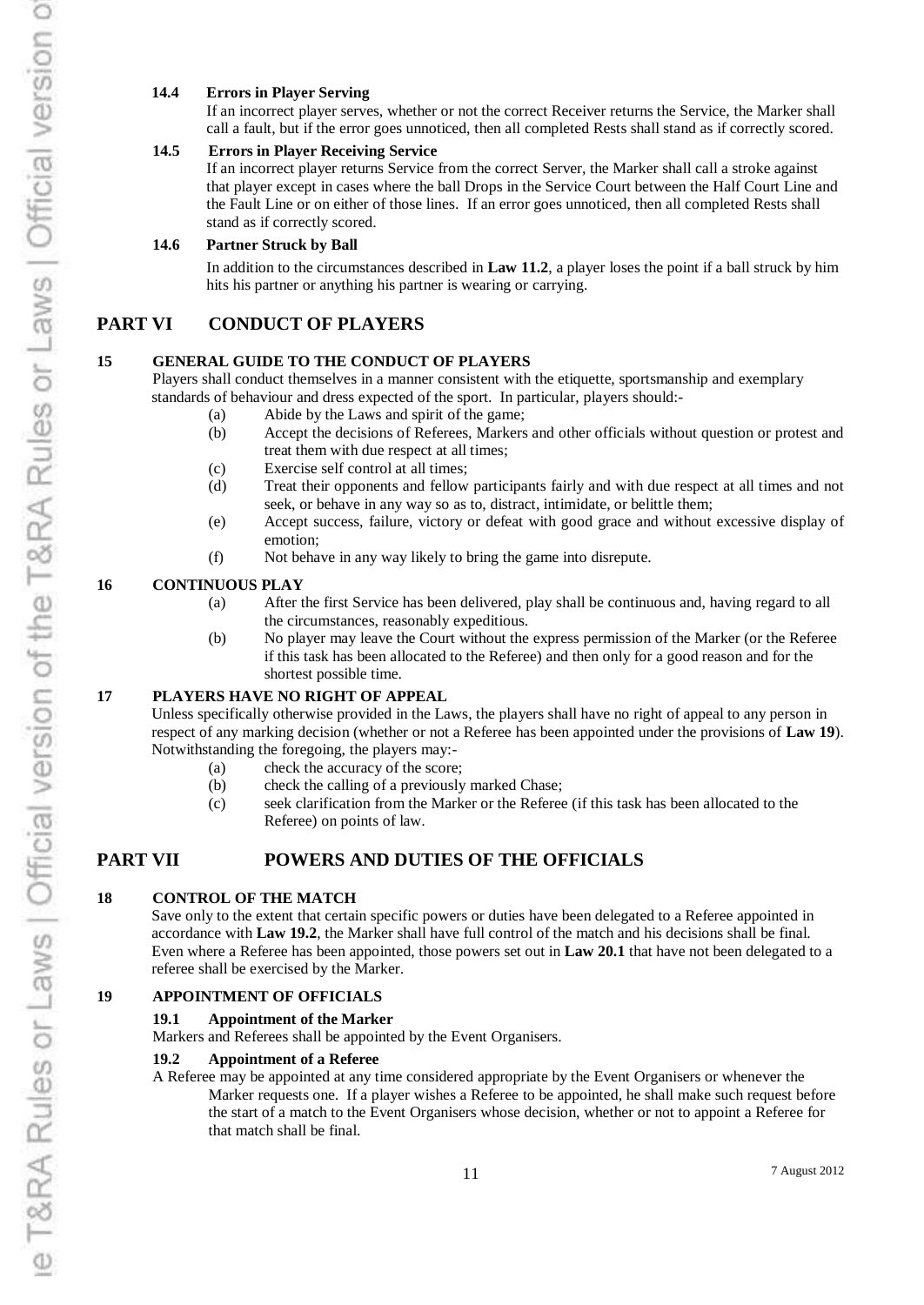### 14.4 Errors in Player Serving

If an incorrect player serves, whether or not the correct Receiver returns the Service, the Marker shall call a fault, but if the error goes unnoticed, then all completed Rests shall stand as if correctly scored.

### 14.5 Errors in Player Receiving Service

If an incorrect player returns Service from the correct Server, the Marker shall call a stroke against that player except in cases where the ball Drops in the Service Court between the Half Court Line and the Fault Line or on either of those lines. If an error goes unnoticed, then all completed Rests shall stand as if correctly scored.

### 14.6 Partner Struck by Ball

In addition to the circumstances described in **Law 11.2**, a player loses the point if a ball struck by him hits his partner or anything his partner is wearing or carrying.

# PART VI CONDUCT OF PLAYERS

## 15 GENERAL GUIDE TO THE CONDUCT OF PLAYERS

Players shall conduct themselves in a manner consistent with the etiquette, sportsmanship and exemplary standards of behaviour and dress expected of the sport. In particular, players should:-

(a) Abide by the Laws and spirit of the game;
(b) Accept the decisions of Referees, Markers and other officials without question or protest and treat them with due respect at all times;
(c) Exercise self control at all times;
(d) Treat their opponents and fellow participants fairly and with due respect at all times and not seek, or behave in any way so as to, distract, intimidate, or belittle them;
(e) Accept success, failure, victory or defeat with good grace and without excessive display of emotion;
(f) Not behave in any way likely to bring the game into disrepute.

## 16 CONTINUOUS PLAY

(a) After the first Service has been delivered, play shall be continuous and, having regard to all the circumstances, reasonably expeditious.
(b) No player may leave the Court without the express permission of the Marker (or the Referee if this task has been allocated to the Referee) and then only for a good reason and for the shortest possible time.

## 17 PLAYERS HAVE NO RIGHT OF APPEAL

Unless specifically otherwise provided in the Laws, the players shall have no right of appeal to any person in respect of any marking decision (whether or not a Referee has been appointed under the provisions of **Law 19**). Notwithstanding the foregoing, the players may:-

(a) check the accuracy of the score;
(b) check the calling of a previously marked Chase;
(c) seek clarification from the Marker or the Referee (if this task has been allocated to the Referee) on points of law.

# PART VII POWERS AND DUTIES OF THE OFFICIALS

## 18 CONTROL OF THE MATCH

Save only to the extent that certain specific powers or duties have been delegated to a Referee appointed in accordance with **Law 19.2**, the Marker shall have full control of the match and his decisions shall be final. Even where a Referee has been appointed, those powers set out in **Law 20.1** that have not been delegated to a referee shall be exercised by the Marker.

## 19 APPOINTMENT OF OFFICIALS

### 19.1 Appointment of the Marker

Markers and Referees shall be appointed by the Event Organisers.

### 19.2 Appointment of a Referee

A Referee may be appointed at any time considered appropriate by the Event Organisers or whenever the Marker requests one. If a player wishes a Referee to be appointed, he shall make such request before the start of a match to the Event Organisers whose decision, whether or not to appoint a Referee for that match shall be final.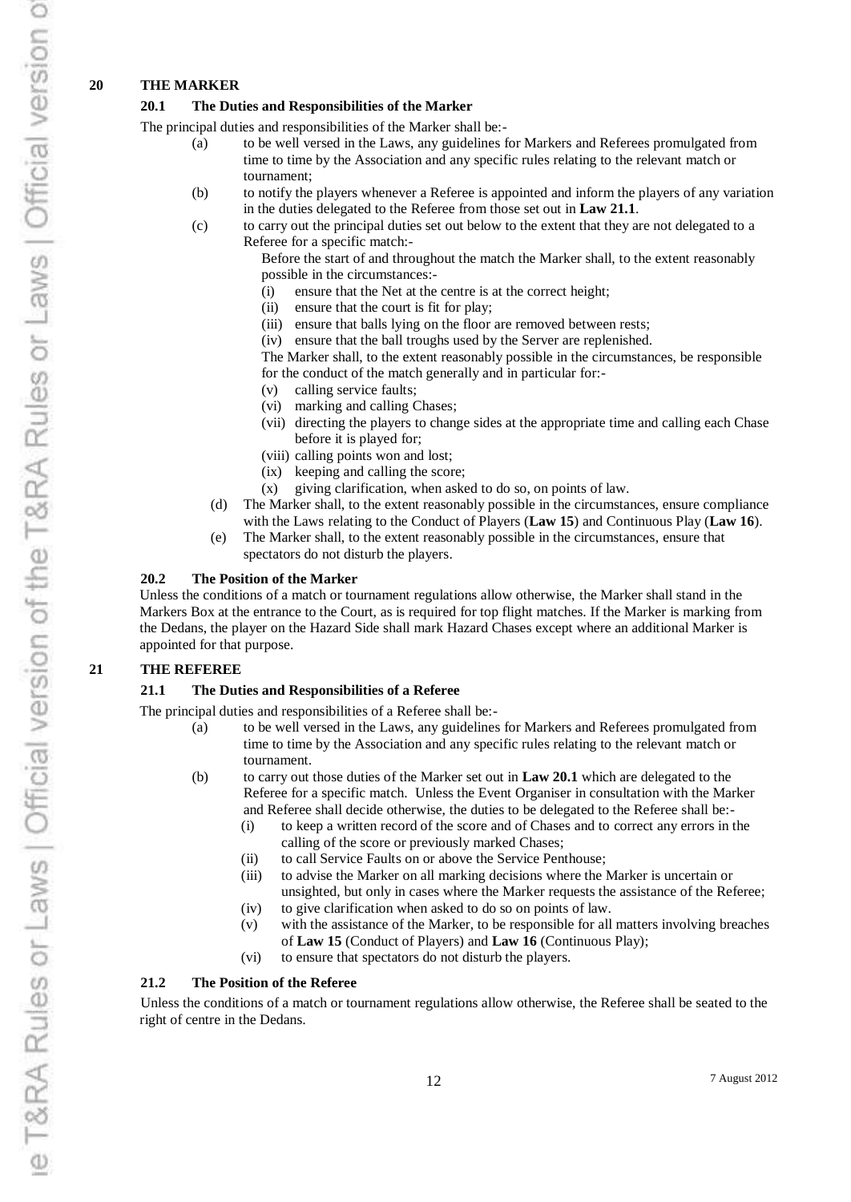## 20 THE MARKER

### 20.1 The Duties and Responsibilities of the Marker

The principal duties and responsibilities of the Marker shall be:-

(a) to be well versed in the Laws, any guidelines for Markers and Referees promulgated from time to time by the Association and any specific rules relating to the relevant match or tournament;

(b) to notify the players whenever a Referee is appointed and inform the players of any variation in the duties delegated to the Referee from those set out in **Law 21.1**.

(c) to carry out the principal duties set out below to the extent that they are not delegated to a Referee for a specific match:-

Before the start of and throughout the match the Marker shall, to the extent reasonably possible in the circumstances:-

- (i) ensure that the Net at the centre is at the correct height;
- (ii) ensure that the court is fit for play;
- (iii) ensure that balls lying on the floor are removed between rests;
- (iv) ensure that the ball troughs used by the Server are replenished.

The Marker shall, to the extent reasonably possible in the circumstances, be responsible for the conduct of the match generally and in particular for:-

- (v) calling service faults;
- (vi) marking and calling Chases;
- (vii) directing the players to change sides at the appropriate time and calling each Chase before it is played for;
- (viii) calling points won and lost;
- (ix) keeping and calling the score;
- (x) giving clarification, when asked to do so, on points of law.

(d) The Marker shall, to the extent reasonably possible in the circumstances, ensure compliance with the Laws relating to the Conduct of Players (**Law 15**) and Continuous Play (**Law 16**).

(e) The Marker shall, to the extent reasonably possible in the circumstances, ensure that spectators do not disturb the players.

### 20.2 The Position of the Marker

Unless the conditions of a match or tournament regulations allow otherwise, the Marker shall stand in the Markers Box at the entrance to the Court, as is required for top flight matches. If the Marker is marking from the Dedans, the player on the Hazard Side shall mark Hazard Chases except where an additional Marker is appointed for that purpose.

## 21 THE REFEREE

### 21.1 The Duties and Responsibilities of a Referee

The principal duties and responsibilities of a Referee shall be:-

(a) to be well versed in the Laws, any guidelines for Markers and Referees promulgated from time to time by the Association and any specific rules relating to the relevant match or tournament.

(b) to carry out those duties of the Marker set out in **Law 20.1** which are delegated to the Referee for a specific match. Unless the Event Organiser in consultation with the Marker and Referee shall decide otherwise, the duties to be delegated to the Referee shall be:-

- (i) to keep a written record of the score and of Chases and to correct any errors in the calling of the score or previously marked Chases;
- (ii) to call Service Faults on or above the Service Penthouse;
- (iii) to advise the Marker on all marking decisions where the Marker is uncertain or unsighted, but only in cases where the Marker requests the assistance of the Referee;
- (iv) to give clarification when asked to do so on points of law.
- (v) with the assistance of the Marker, to be responsible for all matters involving breaches of **Law 15** (Conduct of Players) and **Law 16** (Continuous Play);
- (vi) to ensure that spectators do not disturb the players.

### 21.2 The Position of the Referee

Unless the conditions of a match or tournament regulations allow otherwise, the Referee shall be seated to the right of centre in the Dedans.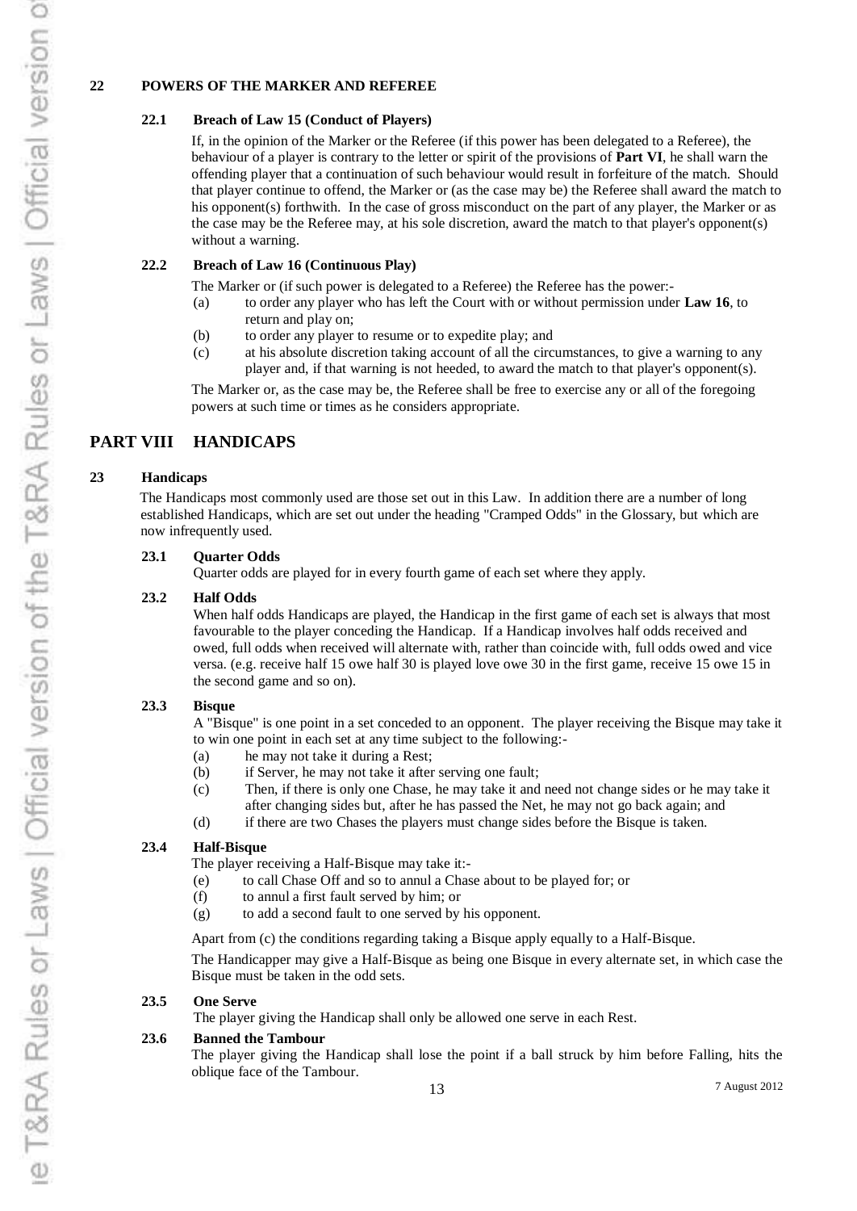## 22 POWERS OF THE MARKER AND REFEREE

### 22.1 Breach of Law 15 (Conduct of Players)

If, in the opinion of the Marker or the Referee (if this power has been delegated to a Referee), the behaviour of a player is contrary to the letter or spirit of the provisions of **Part VI**, he shall warn the offending player that a continuation of such behaviour would result in forfeiture of the match. Should that player continue to offend, the Marker or (as the case may be) the Referee shall award the match to his opponent(s) forthwith. In the case of gross misconduct on the part of any player, the Marker or as the case may be the Referee may, at his sole discretion, award the match to that player's opponent(s) without a warning.

### 22.2 Breach of Law 16 (Continuous Play)

The Marker or (if such power is delegated to a Referee) the Referee has the power:-

(a) to order any player who has left the Court with or without permission under **Law 16**, to return and play on;

(b) to order any player to resume or to expedite play; and

(c) at his absolute discretion taking account of all the circumstances, to give a warning to any player and, if that warning is not heeded, to award the match to that player's opponent(s).

The Marker or, as the case may be, the Referee shall be free to exercise any or all of the foregoing powers at such time or times as he considers appropriate.

# PART VIII HANDICAPS

## 23 Handicaps

The Handicaps most commonly used are those set out in this Law. In addition there are a number of long established Handicaps, which are set out under the heading "Cramped Odds" in the Glossary, but which are now infrequently used.

### 23.1 Quarter Odds

Quarter odds are played for in every fourth game of each set where they apply.

### 23.2 Half Odds

When half odds Handicaps are played, the Handicap in the first game of each set is always that most favourable to the player conceding the Handicap. If a Handicap involves half odds received and owed, full odds when received will alternate with, rather than coincide with, full odds owed and vice versa. (e.g. receive half 15 owe half 30 is played love owe 30 in the first game, receive 15 owe 15 in the second game and so on).

### 23.3 Bisque

A "Bisque" is one point in a set conceded to an opponent. The player receiving the Bisque may take it to win one point in each set at any time subject to the following:-

(a) he may not take it during a Rest;

(b) if Server, he may not take it after serving one fault;

(c) Then, if there is only one Chase, he may take it and need not change sides or he may take it after changing sides but, after he has passed the Net, he may not go back again; and

(d) if there are two Chases the players must change sides before the Bisque is taken.

### 23.4 Half-Bisque

The player receiving a Half-Bisque may take it:-

(e) to call Chase Off and so to annul a Chase about to be played for; or

(f) to annul a first fault served by him; or

(g) to add a second fault to one served by his opponent.

Apart from (c) the conditions regarding taking a Bisque apply equally to a Half-Bisque.

The Handicapper may give a Half-Bisque as being one Bisque in every alternate set, in which case the Bisque must be taken in the odd sets.

### 23.5 One Serve

The player giving the Handicap shall only be allowed one serve in each Rest.

### 23.6 Banned the Tambour

The player giving the Handicap shall lose the point if a ball struck by him before Falling, hits the oblique face of the Tambour.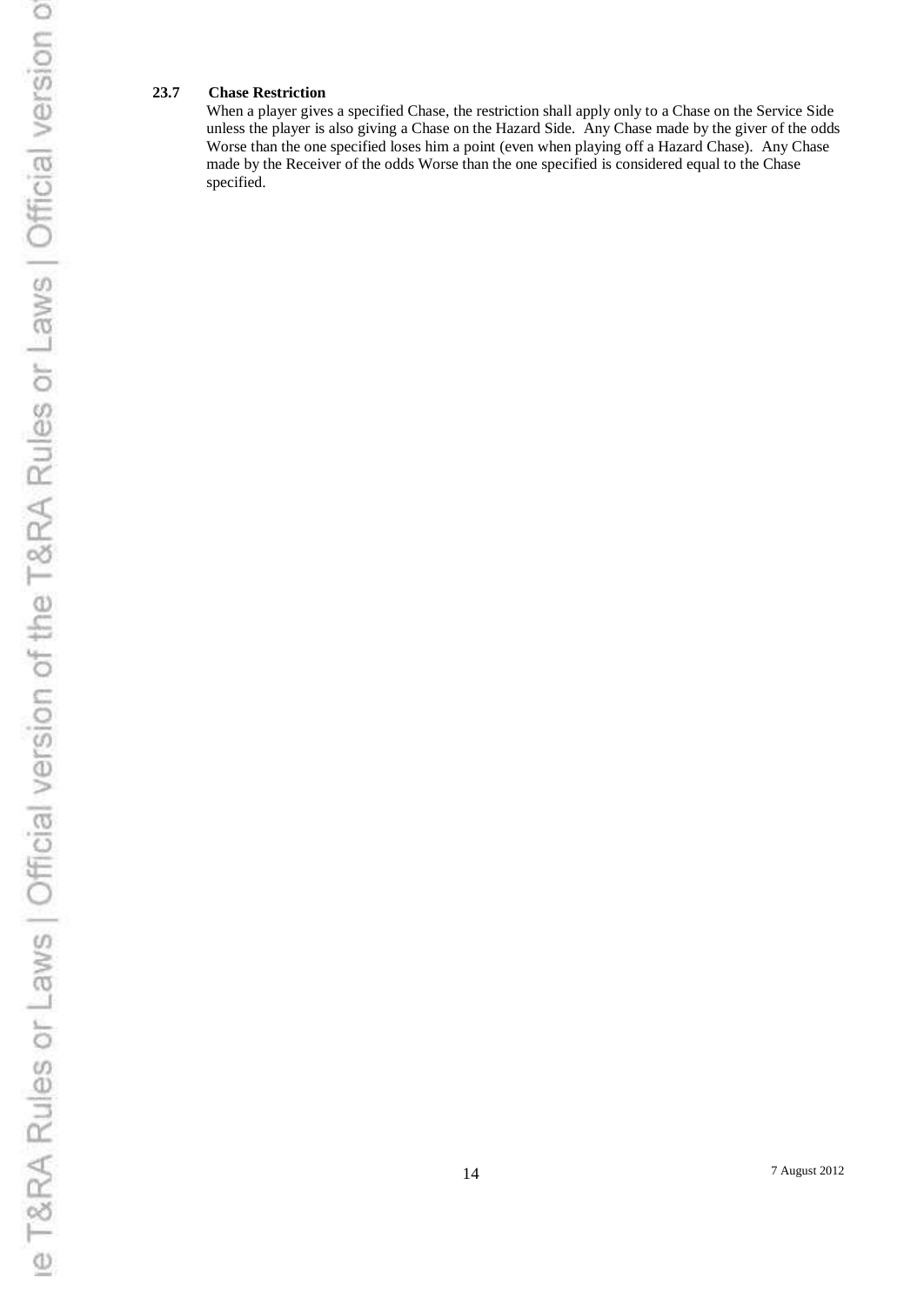**23.7 Chase Restriction**

When a player gives a specified Chase, the restriction shall apply only to a Chase on the Service Side unless the player is also giving a Chase on the Hazard Side. Any Chase made by the giver of the odds Worse than the one specified loses him a point (even when playing off a Hazard Chase). Any Chase made by the Receiver of the odds Worse than the one specified is considered equal to the Chase specified.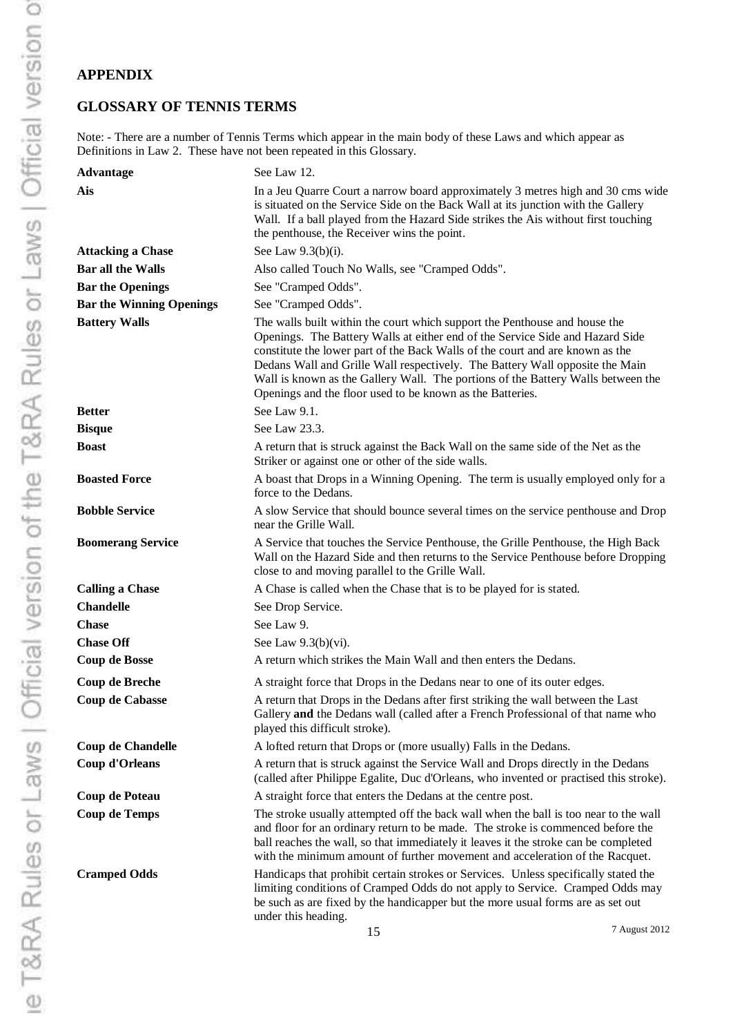## APPENDIX

## GLOSSARY OF TENNIS TERMS

Note: - There are a number of Tennis Terms which appear in the main body of these Laws and which appear as Definitions in Law 2. These have not been repeated in this Glossary.

| | |
|---|---|
| **Advantage** | See Law 12. |
| **Ais** | In a Jeu Quarre Court a narrow board approximately 3 metres high and 30 cms wide is situated on the Service Side on the Back Wall at its junction with the Gallery Wall. If a ball played from the Hazard Side strikes the Ais without first touching the penthouse, the Receiver wins the point. |
| **Attacking a Chase** | See Law 9.3(b)(i). |
| **Bar all the Walls** | Also called Touch No Walls, see "Cramped Odds". |
| **Bar the Openings** | See "Cramped Odds". |
| **Bar the Winning Openings** | See "Cramped Odds". |
| **Battery Walls** | The walls built within the court which support the Penthouse and house the Openings. The Battery Walls at either end of the Service Side and Hazard Side constitute the lower part of the Back Walls of the court and are known as the Dedans Wall and Grille Wall respectively. The Battery Wall opposite the Main Wall is known as the Gallery Wall. The portions of the Battery Walls between the Openings and the floor used to be known as the Batteries. |
| **Better** | See Law 9.1. |
| **Bisque** | See Law 23.3. |
| **Boast** | A return that is struck against the Back Wall on the same side of the Net as the Striker or against one or other of the side walls. |
| **Boasted Force** | A boast that Drops in a Winning Opening. The term is usually employed only for a force to the Dedans. |
| **Bobble Service** | A slow Service that should bounce several times on the service penthouse and Drop near the Grille Wall. |
| **Boomerang Service** | A Service that touches the Service Penthouse, the Grille Penthouse, the High Back Wall on the Hazard Side and then returns to the Service Penthouse before Dropping close to and moving parallel to the Grille Wall. |
| **Calling a Chase** | A Chase is called when the Chase that is to be played for is stated. |
| **Chandelle** | See Drop Service. |
| **Chase** | See Law 9. |
| **Chase Off** | See Law 9.3(b)(vi). |
| **Coup de Bosse** | A return which strikes the Main Wall and then enters the Dedans. |
| **Coup de Breche** | A straight force that Drops in the Dedans near to one of its outer edges. |
| **Coup de Cabasse** | A return that Drops in the Dedans after first striking the wall between the Last Gallery **and** the Dedans wall (called after a French Professional of that name who played this difficult stroke). |
| **Coup de Chandelle** | A lofted return that Drops or (more usually) Falls in the Dedans. |
| **Coup d'Orleans** | A return that is struck against the Service Wall and Drops directly in the Dedans (called after Philippe Egalite, Duc d'Orleans, who invented or practised this stroke). |
| **Coup de Poteau** | A straight force that enters the Dedans at the centre post. |
| **Coup de Temps** | The stroke usually attempted off the back wall when the ball is too near to the wall and floor for an ordinary return to be made. The stroke is commenced before the ball reaches the wall, so that immediately it leaves it the stroke can be completed with the minimum amount of further movement and acceleration of the Racquet. |
| **Cramped Odds** | Handicaps that prohibit certain strokes or Services. Unless specifically stated the limiting conditions of Cramped Odds do not apply to Service. Cramped Odds may be such as are fixed by the handicapper but the more usual forms are as set out under this heading. |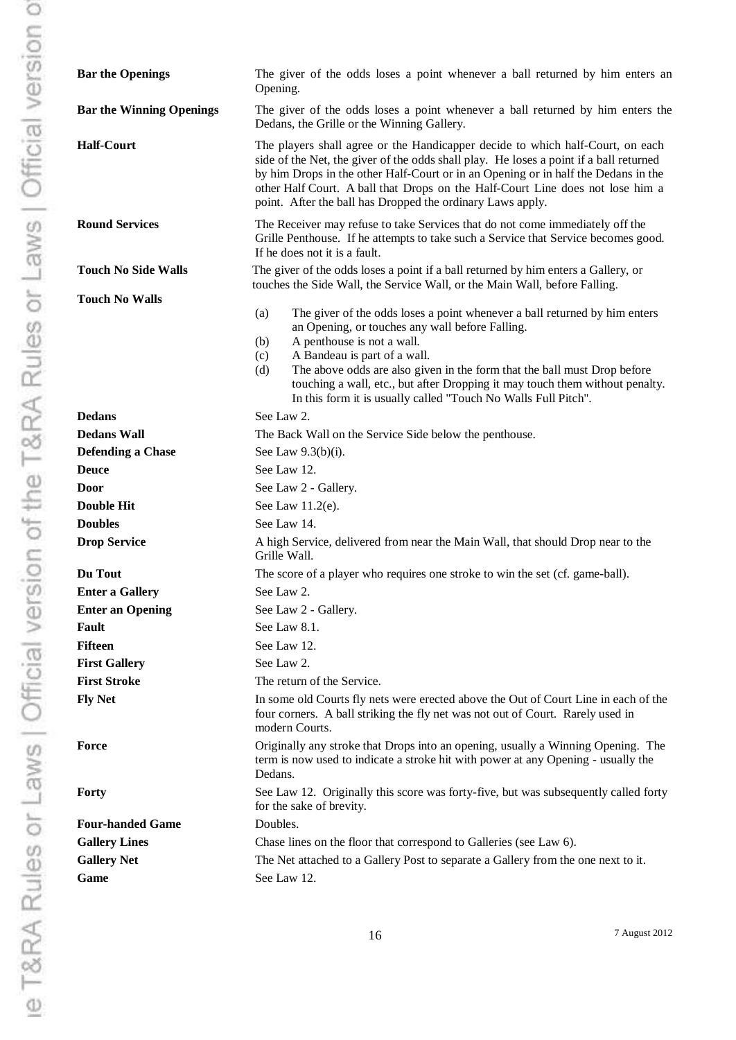| | |
|---|---|
| **Bar the Openings** | The giver of the odds loses a point whenever a ball returned by him enters an Opening. |
| **Bar the Winning Openings** | The giver of the odds loses a point whenever a ball returned by him enters the Dedans, the Grille or the Winning Gallery. |
| **Half-Court** | The players shall agree or the Handicapper decide to which half-Court, on each side of the Net, the giver of the odds shall play. He loses a point if a ball returned by him Drops in the other Half-Court or in an Opening or in half the Dedans in the other Half Court. A ball that Drops on the Half-Court Line does not lose him a point. After the ball has Dropped the ordinary Laws apply. |
| **Round Services** | The Receiver may refuse to take Services that do not come immediately off the Grille Penthouse. If he attempts to take such a Service that Service becomes good. If he does not it is a fault. |
| **Touch No Side Walls** | The giver of the odds loses a point if a ball returned by him enters a Gallery, or touches the Side Wall, the Service Wall, or the Main Wall, before Falling. |
| **Touch No Walls** | (a) The giver of the odds loses a point whenever a ball returned by him enters an Opening, or touches any wall before Falling.<br>(b) A penthouse is not a wall.<br>(c) A Bandeau is part of a wall.<br>(d) The above odds are also given in the form that the ball must Drop before touching a wall, etc., but after Dropping it may touch them without penalty. In this form it is usually called "Touch No Walls Full Pitch". |
| **Dedans** | See Law 2. |
| **Dedans Wall** | The Back Wall on the Service Side below the penthouse. |
| **Defending a Chase** | See Law 9.3(b)(i). |
| **Deuce** | See Law 12. |
| **Door** | See Law 2 - Gallery. |
| **Double Hit** | See Law 11.2(e). |
| **Doubles** | See Law 14. |
| **Drop Service** | A high Service, delivered from near the Main Wall, that should Drop near to the Grille Wall. |
| **Du Tout** | The score of a player who requires one stroke to win the set (cf. game-ball). |
| **Enter a Gallery** | See Law 2. |
| **Enter an Opening** | See Law 2 - Gallery. |
| **Fault** | See Law 8.1. |
| **Fifteen** | See Law 12. |
| **First Gallery** | See Law 2. |
| **First Stroke** | The return of the Service. |
| **Fly Net** | In some old Courts fly nets were erected above the Out of Court Line in each of the four corners. A ball striking the fly net was not out of Court. Rarely used in modern Courts. |
| **Force** | Originally any stroke that Drops into an opening, usually a Winning Opening. The term is now used to indicate a stroke hit with power at any Opening - usually the Dedans. |
| **Forty** | See Law 12. Originally this score was forty-five, but was subsequently called forty for the sake of brevity. |
| **Four-handed Game** | Doubles. |
| **Gallery Lines** | Chase lines on the floor that correspond to Galleries (see Law 6). |
| **Gallery Net** | The Net attached to a Gallery Post to separate a Gallery from the one next to it. |
| **Game** | See Law 12. |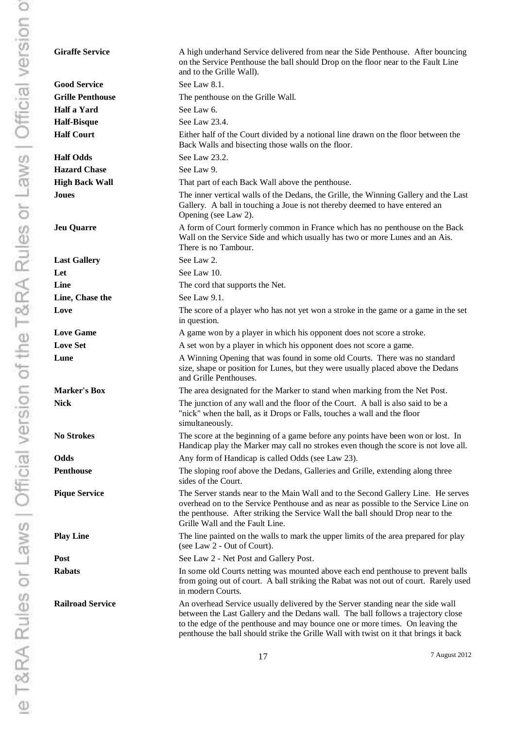| | |
|---|---|
| **Giraffe Service** | A high underhand Service delivered from near the Side Penthouse. After bouncing on the Service Penthouse the ball should Drop on the floor near to the Fault Line and to the Grille Wall). |
| **Good Service** | See Law 8.1. |
| **Grille Penthouse** | The penthouse on the Grille Wall. |
| **Half a Yard** | See Law 6. |
| **Half-Bisque** | See Law 23.4. |
| **Half Court** | Either half of the Court divided by a notional line drawn on the floor between the Back Walls and bisecting those walls on the floor. |
| **Half Odds** | See Law 23.2. |
| **Hazard Chase** | See Law 9. |
| **High Back Wall** | That part of each Back Wall above the penthouse. |
| **Joues** | The inner vertical walls of the Dedans, the Grille, the Winning Gallery and the Last Gallery. A ball in touching a Joue is not thereby deemed to have entered an Opening (see Law 2). |
| **Jeu Quarre** | A form of Court formerly common in France which has no penthouse on the Back Wall on the Service Side and which usually has two or more Lunes and an Ais. There is no Tambour. |
| **Last Gallery** | See Law 2. |
| **Let** | See Law 10. |
| **Line** | The cord that supports the Net. |
| **Line, Chase the** | See Law 9.1. |
| **Love** | The score of a player who has not yet won a stroke in the game or a game in the set in question. |
| **Love Game** | A game won by a player in which his opponent does not score a stroke. |
| **Love Set** | A set won by a player in which his opponent does not score a game. |
| **Lune** | A Winning Opening that was found in some old Courts. There was no standard size, shape or position for Lunes, but they were usually placed above the Dedans and Grille Penthouses. |
| **Marker's Box** | The area designated for the Marker to stand when marking from the Net Post. |
| **Nick** | The junction of any wall and the floor of the Court. A ball is also said to be a "nick" when the ball, as it Drops or Falls, touches a wall and the floor simultaneously. |
| **No Strokes** | The score at the beginning of a game before any points have been won or lost. In Handicap play the Marker may call no strokes even though the score is not love all. |
| **Odds** | Any form of Handicap is called Odds (see Law 23). |
| **Penthouse** | The sloping roof above the Dedans, Galleries and Grille, extending along three sides of the Court. |
| **Pique Service** | The Server stands near to the Main Wall and to the Second Gallery Line. He serves overhead on to the Service Penthouse and as near as possible to the Service Line on the penthouse. After striking the Service Wall the ball should Drop near to the Grille Wall and the Fault Line. |
| **Play Line** | The line painted on the walls to mark the upper limits of the area prepared for play (see Law 2 - Out of Court). |
| **Post** | See Law 2 - Net Post and Gallery Post. |
| **Rabats** | In some old Courts netting was mounted above each end penthouse to prevent balls from going out of court. A ball striking the Rabat was not out of court. Rarely used in modern Courts. |
| **Railroad Service** | An overhead Service usually delivered by the Server standing near the side wall between the Last Gallery and the Dedans wall. The ball follows a trajectory close to the edge of the penthouse and may bounce one or more times. On leaving the penthouse the ball should strike the Grille Wall with twist on it that brings it back |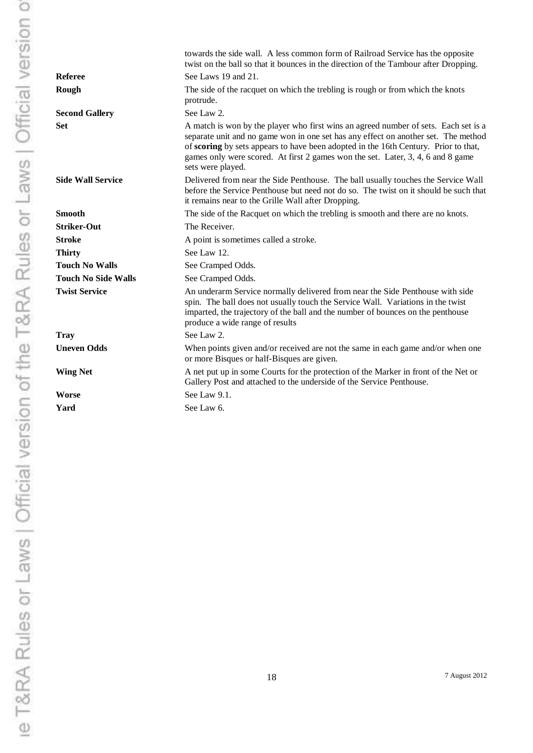| | |
|---|---|
| | towards the side wall. A less common form of Railroad Service has the opposite twist on the ball so that it bounces in the direction of the Tambour after Dropping. |
| **Referee** | See Laws 19 and 21. |
| **Rough** | The side of the racquet on which the trebling is rough or from which the knots protrude. |
| **Second Gallery** | See Law 2. |
| **Set** | A match is won by the player who first wins an agreed number of sets. Each set is a separate unit and no game won in one set has any effect on another set. The method of **scoring** by sets appears to have been adopted in the 16th Century. Prior to that, games only were scored. At first 2 games won the set. Later, 3, 4, 6 and 8 game sets were played. |
| **Side Wall Service** | Delivered from near the Side Penthouse. The ball usually touches the Service Wall before the Service Penthouse but need not do so. The twist on it should be such that it remains near to the Grille Wall after Dropping. |
| **Smooth** | The side of the Racquet on which the trebling is smooth and there are no knots. |
| **Striker-Out** | The Receiver. |
| **Stroke** | A point is sometimes called a stroke. |
| **Thirty** | See Law 12. |
| **Touch No Walls** | See Cramped Odds. |
| **Touch No Side Walls** | See Cramped Odds. |
| **Twist Service** | An underarm Service normally delivered from near the Side Penthouse with side spin. The ball does not usually touch the Service Wall. Variations in the twist imparted, the trajectory of the ball and the number of bounces on the penthouse produce a wide range of results |
| **Tray** | See Law 2. |
| **Uneven Odds** | When points given and/or received are not the same in each game and/or when one or more Bisques or half-Bisques are given. |
| **Wing Net** | A net put up in some Courts for the protection of the Marker in front of the Net or Gallery Post and attached to the underside of the Service Penthouse. |
| **Worse** | See Law 9.1. |
| **Yard** | See Law 6. |

7 August 2012